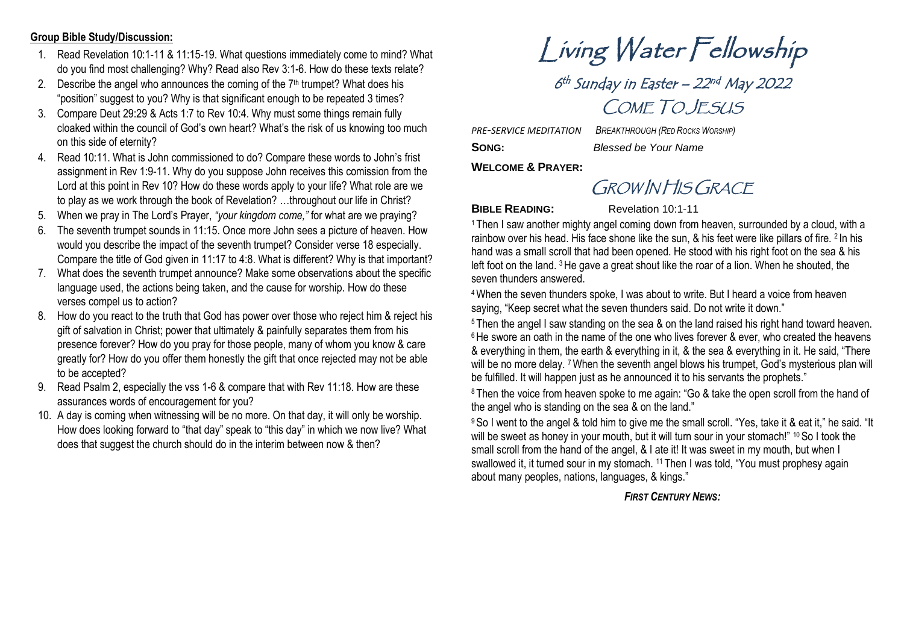**Group Bible Study/Discussion:**

1. Read Revelation 10:1-11 & 11:15-19. What questions immediately come to mind? What do you find most challenging? Why? Read also Rev 3:1-6. How do these texts relate?
2. Describe the angel who announces the coming of the 7th trumpet? What does his "position" suggest to you? Why is that significant enough to be repeated 3 times?
3. Compare Deut 29:29 & Acts 1:7 to Rev 10:4. Why must some things remain fully cloaked within the council of God's own heart? What's the risk of us knowing too much on this side of eternity?
4. Read 10:11. What is John commissioned to do? Compare these words to John's frist assignment in Rev 1:9-11. Why do you suppose John receives this comission from the Lord at this point in Rev 10? How do these words apply to your life? What role are we to play as we work through the book of Revelation? …throughout our life in Christ?
5. When we pray in The Lord's Prayer, *"your kingdom come,"* for what are we praying?
6. The seventh trumpet sounds in 11:15. Once more John sees a picture of heaven. How would you describe the impact of the seventh trumpet? Consider verse 18 especially. Compare the title of God given in 11:17 to 4:8. What is different? Why is that important?
7. What does the seventh trumpet announce? Make some observations about the specific language used, the actions being taken, and the cause for worship. How do these verses compel us to action?
8. How do you react to the truth that God has power over those who reject him & reject his gift of salvation in Christ; power that ultimately & painfully separates them from his presence forever? How do you pray for those people, many of whom you know & care greatly for? How do you offer them honestly the gift that once rejected may not be able to be accepted?
9. Read Psalm 2, especially the vss 1-6 & compare that with Rev 11:18. How are these assurances words of encouragement for you?
10. A day is coming when witnessing will be no more. On that day, it will only be worship. How does looking forward to "that day" speak to "this day" in which we now live? What does that suggest the church should do in the interim between now & then?

# Living Water Fellowship

## 6th Sunday in Easter – 22nd May 2022

## COME TO JESUS

*PRE-SERVICE MEDITATION* *BREAKTHROUGH (RED ROCKS WORSHIP)*

**SONG:** *Blessed be Your Name*

**WELCOME & PRAYER:**

## GROW IN HIS GRACE

**BIBLE READING:** Revelation 10:1-11

[1] Then I saw another mighty angel coming down from heaven, surrounded by a cloud, with a rainbow over his head. His face shone like the sun, & his feet were like pillars of fire. [2] In his hand was a small scroll that had been opened. He stood with his right foot on the sea & his left foot on the land. [3] He gave a great shout like the roar of a lion. When he shouted, the seven thunders answered.

[4] When the seven thunders spoke, I was about to write. But I heard a voice from heaven saying, "Keep secret what the seven thunders said. Do not write it down."

[5] Then the angel I saw standing on the sea & on the land raised his right hand toward heaven. [6] He swore an oath in the name of the one who lives forever & ever, who created the heavens & everything in them, the earth & everything in it, & the sea & everything in it. He said, "There will be no more delay. [7] When the seventh angel blows his trumpet, God's mysterious plan will be fulfilled. It will happen just as he announced it to his servants the prophets."

[8] Then the voice from heaven spoke to me again: "Go & take the open scroll from the hand of the angel who is standing on the sea & on the land."

[9] So I went to the angel & told him to give me the small scroll. "Yes, take it & eat it," he said. "It will be sweet as honey in your mouth, but it will turn sour in your stomach!" [10] So I took the small scroll from the hand of the angel, & I ate it! It was sweet in my mouth, but when I swallowed it, it turned sour in my stomach. [11] Then I was told, "You must prophesy again about many peoples, nations, languages, & kings."

***FIRST CENTURY NEWS:***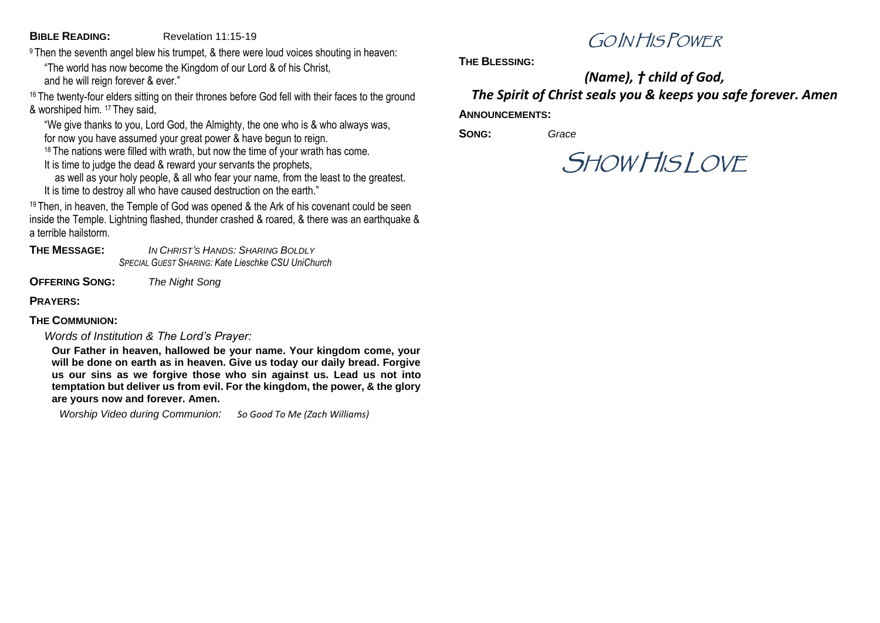**BIBLE READING:** Revelation 11:15-19

[9] Then the seventh angel blew his trumpet, & there were loud voices shouting in heaven:

"The world has now become the Kingdom of our Lord & of his Christ,
and he will reign forever & ever."

[16] The twenty-four elders sitting on their thrones before God fell with their faces to the ground & worshiped him. [17] They said,

"We give thanks to you, Lord God, the Almighty, the one who is & who always was,
for now you have assumed your great power & have begun to reign.
[18] The nations were filled with wrath, but now the time of your wrath has come.
It is time to judge the dead & reward your servants the prophets,
as well as your holy people, & all who fear your name, from the least to the greatest.
It is time to destroy all who have caused destruction on the earth."

[19] Then, in heaven, the Temple of God was opened & the Ark of his covenant could be seen inside the Temple. Lightning flashed, thunder crashed & roared, & there was an earthquake & a terrible hailstorm.

**THE MESSAGE:** *IN CHRIST'S HANDS: SHARING BOLDLY*
*SPECIAL GUEST SHARING: Kate Lieschke CSU UniChurch*

**OFFERING SONG:** *The Night Song*

**PRAYERS:**

**THE COMMUNION:**

*Words of Institution & The Lord's Prayer:*

**Our Father in heaven, hallowed be your name. Your kingdom come, your will be done on earth as in heaven. Give us today our daily bread. Forgive us our sins as we forgive those who sin against us. Lead us not into temptation but deliver us from evil. For the kingdom, the power, & the glory are yours now and forever. Amen.**

*Worship Video during Communion:* *So Good To Me (Zach Williams)*

# GO IN HIS POWER

**THE BLESSING:**

***(Name), † child of God,***
***The Spirit of Christ seals you & keeps you safe forever. Amen***

**ANNOUNCEMENTS:**

**SONG:** *Grace*

# SHOW HIS LOVE